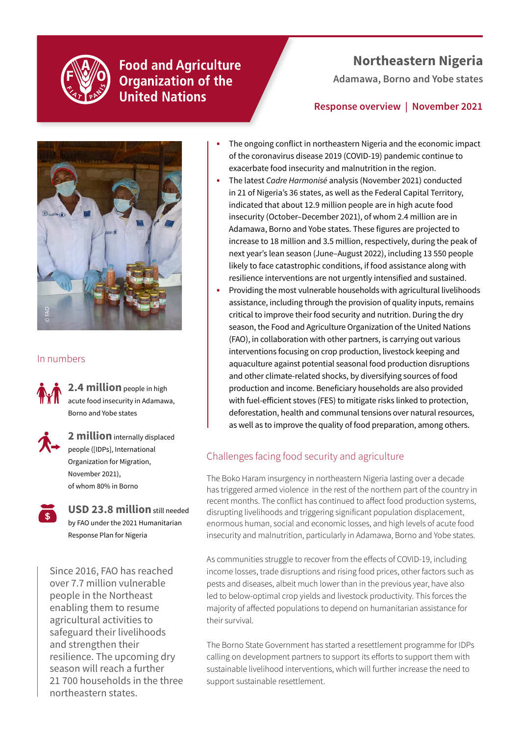Food and Agriculture Organization of the United Nations

# Northeastern Nigeria

Adamawa, Borno and Yobe states

**Response overview | November 2021**

- The ongoing conflict in northeastern Nigeria and the economic impact of the coronavirus disease 2019 (COVID-19) pandemic continue to exacerbate food insecurity and malnutrition in the region.
- The latest *Cadre Harmonisé* analysis (November 2021) conducted in 21 of Nigeria's 36 states, as well as the Federal Capital Territory, indicated that about 12.9 million people are in high acute food insecurity (October–December 2021), of whom 2.4 million are in Adamawa, Borno and Yobe states. These figures are projected to increase to 18 million and 3.5 million, respectively, during the peak of next year's lean season (June–August 2022), including 13 550 people likely to face catastrophic conditions, if food assistance along with resilience interventions are not urgently intensified and sustained.
- Providing the most vulnerable households with agricultural livelihoods assistance, including through the provision of quality inputs, remains critical to improve their food security and nutrition. During the dry season, the Food and Agriculture Organization of the United Nations (FAO), in collaboration with other partners, is carrying out various interventions focusing on crop production, livestock keeping and aquaculture against potential seasonal food production disruptions and other climate-related shocks, by diversifying sources of food production and income. Beneficiary households are also provided with fuel-efficient stoves (FES) to mitigate risks linked to protection, deforestation, health and communal tensions over natural resources, as well as to improve the quality of food preparation, among others.

## In numbers

**2.4 million** people in high acute food insecurity in Adamawa, Borno and Yobe states

**2 million** internally displaced people ([IDPs], International Organization for Migration, November 2021), of whom 80% in Borno

**USD 23.8 million** still needed by FAO under the 2021 Humanitarian Response Plan for Nigeria

Since 2016, FAO has reached over 7.7 million vulnerable people in the Northeast enabling them to resume agricultural activities to safeguard their livelihoods and strengthen their resilience. The upcoming dry season will reach a further 21 700 households in the three northeastern states.

## Challenges facing food security and agriculture

The Boko Haram insurgency in northeastern Nigeria lasting over a decade has triggered armed violence in the rest of the northern part of the country in recent months. The conflict has continued to affect food production systems, disrupting livelihoods and triggering significant population displacement, enormous human, social and economic losses, and high levels of acute food insecurity and malnutrition, particularly in Adamawa, Borno and Yobe states.

As communities struggle to recover from the effects of COVID-19, including income losses, trade disruptions and rising food prices, other factors such as pests and diseases, albeit much lower than in the previous year, have also led to below-optimal crop yields and livestock productivity. This forces the majority of affected populations to depend on humanitarian assistance for their survival.

The Borno State Government has started a resettlement programme for IDPs calling on development partners to support its efforts to support them with sustainable livelihood interventions, which will further increase the need to support sustainable resettlement.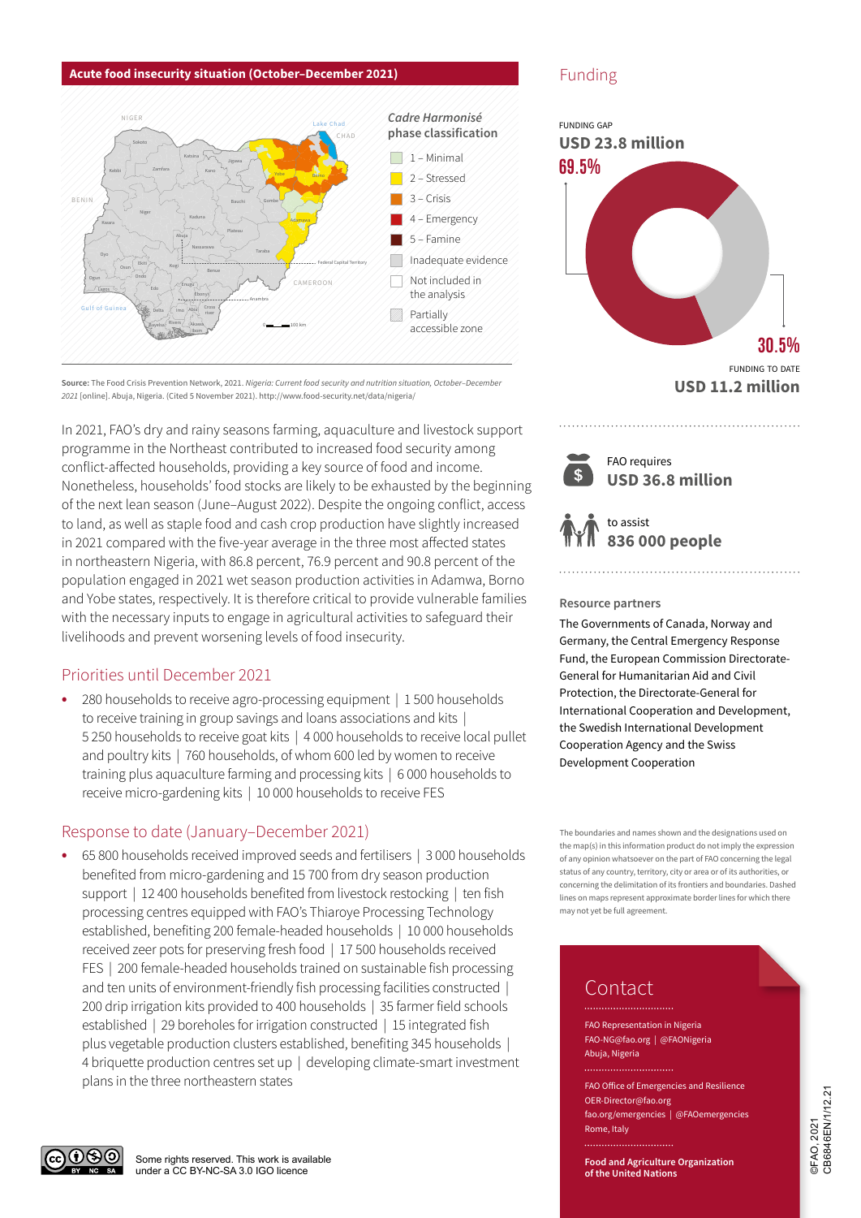## Acute food insecurity situation (October–December 2021)

*Cadre Harmonisé* phase classification

1 – Minimal
2 – Stressed
3 – Crisis
4 – Emergency
5 – Famine
Inadequate evidence
Not included in the analysis
Partially accessible zone

NIGER
Lake Chad
CHAD
BENIN
CAMEROON
Gulf of Guinea
Federal Capital Territory
Sokoto
Katsina
Zamfara
Kebbi
Kano
Jigawa
Yobe
Borno
Bauchi
Gombe
Niger
Kaduna
Kwara
Abuja
Plateau
Adamawa
Nassarawa
Taraba
Oyo
Ekiti
Kogi
Benue
Osun
Ondo
Ogun
Lagos
Edo
Enugu
Ebonyi
Anambra
Delta
Imo
Abia
Cross river
Bayelsa
Rivers
Akwa Ibom
100 km

**Source:** The Food Crisis Prevention Network, 2021. *Nigeria: Current food security and nutrition situation, October–December 2021* [online]. Abuja, Nigeria. (Cited 5 November 2021). http://www.food-security.net/data/nigeria/

In 2021, FAO's dry and rainy seasons farming, aquaculture and livestock support programme in the Northeast contributed to increased food security among conflict-affected households, providing a key source of food and income. Nonetheless, households' food stocks are likely to be exhausted by the beginning of the next lean season (June–August 2022). Despite the ongoing conflict, access to land, as well as staple food and cash crop production have slightly increased in 2021 compared with the five-year average in the three most affected states in northeastern Nigeria, with 86.8 percent, 76.9 percent and 90.8 percent of the population engaged in 2021 wet season production activities in Adamwa, Borno and Yobe states, respectively. It is therefore critical to provide vulnerable families with the necessary inputs to engage in agricultural activities to safeguard their livelihoods and prevent worsening levels of food insecurity.

## Priorities until December 2021

- 280 households to receive agro-processing equipment | 1 500 households to receive training in group savings and loans associations and kits | 5 250 households to receive goat kits | 4 000 households to receive local pullet and poultry kits | 760 households, of whom 600 led by women to receive training plus aquaculture farming and processing kits | 6 000 households to receive micro-gardening kits | 10 000 households to receive FES

## Response to date (January–December 2021)

- 65 800 households received improved seeds and fertilisers | 3 000 households benefited from micro-gardening and 15 700 from dry season production support | 12 400 households benefited from livestock restocking | ten fish processing centres equipped with FAO's Thiaroye Processing Technology established, benefiting 200 female-headed households | 10 000 households received zeer pots for preserving fresh food | 17 500 households received FES | 200 female-headed households trained on sustainable fish processing and ten units of environment-friendly fish processing facilities constructed | 200 drip irrigation kits provided to 400 households | 35 farmer field schools established | 29 boreholes for irrigation constructed | 15 integrated fish plus vegetable production clusters established, benefiting 345 households | 4 briquette production centres set up | developing climate-smart investment plans in the three northeastern states

## Funding

FUNDING GAP
**USD 23.8 million**
69.5%

30.5%
FUNDING TO DATE
**USD 11.2 million**

FAO requires
**USD 36.8 million**

to assist
**836 000 people**

### Resource partners

The Governments of Canada, Norway and Germany, the Central Emergency Response Fund, the European Commission Directorate-General for Humanitarian Aid and Civil Protection, the Directorate-General for International Cooperation and Development, the Swedish International Development Cooperation Agency and the Swiss Development Cooperation

The boundaries and names shown and the designations used on the map(s) in this information product do not imply the expression of any opinion whatsoever on the part of FAO concerning the legal status of any country, territory, city or area or of its authorities, or concerning the delimitation of its frontiers and boundaries. Dashed lines on maps represent approximate border lines for which there may not yet be full agreement.

## Contact

FAO Representation in Nigeria
FAO-NG@fao.org | @FAONigeria
Abuja, Nigeria

FAO Office of Emergencies and Resilience
OER-Director@fao.org
fao.org/emergencies | @FAOemergencies
Rome, Italy

**Food and Agriculture Organization of the United Nations**

©FAO, 2021
CB6846EN/1/12.21

Some rights reserved. This work is available under a CC BY-NC-SA 3.0 IGO licence